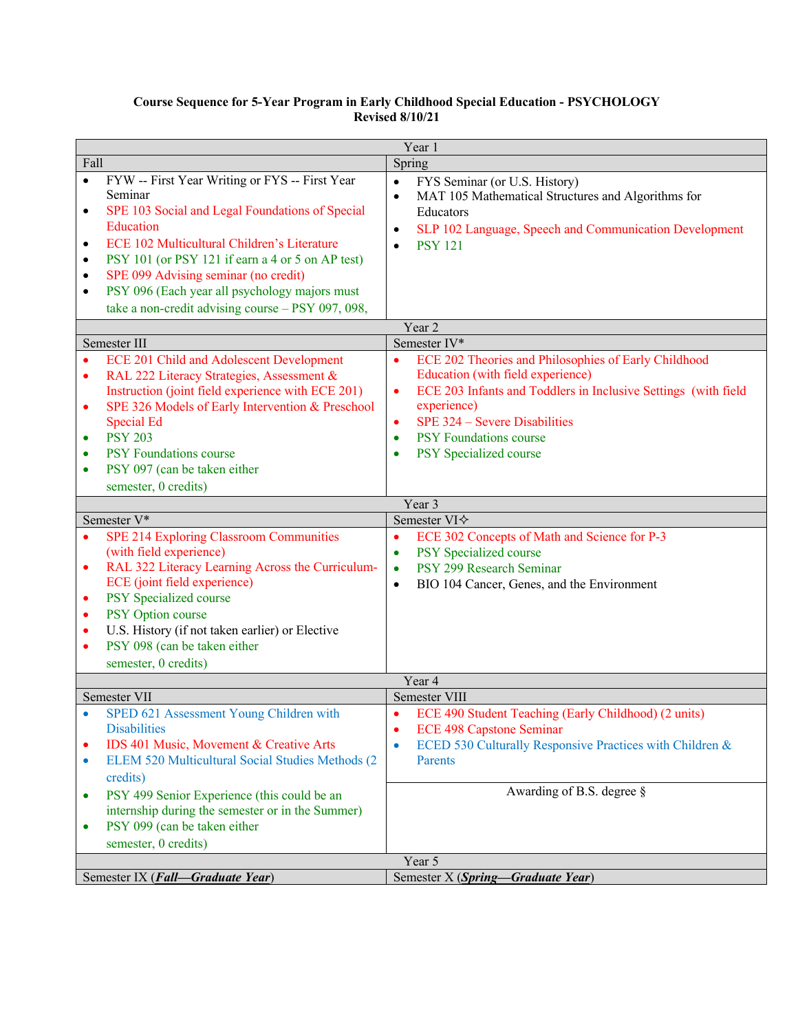**Course Sequence for 5-Year Program in Early Childhood Special Education - PSYCHOLOGY**
**Revised 8/10/21**

| Year 1 | |
|---|---|
| **Fall** | **Spring** |
| • FYW -- First Year Writing or FYS -- First Year Seminar<br>• SPE 103 Social and Legal Foundations of Special Education<br>• ECE 102 Multicultural Children's Literature<br>• PSY 101 (or PSY 121 if earn a 4 or 5 on AP test)<br>• SPE 099 Advising seminar (no credit)<br>• PSY 096 (Each year all psychology majors must take a non-credit advising course – PSY 097, 098, | • FYS Seminar (or U.S. History)<br>• MAT 105 Mathematical Structures and Algorithms for Educators<br>• SLP 102 Language, Speech and Communication Development<br>• PSY 121 |
| **Year 2** | |
| **Semester III** | **Semester IV*** |
| • ECE 201 Child and Adolescent Development<br>• RAL 222 Literacy Strategies, Assessment & Instruction (joint field experience with ECE 201)<br>• SPE 326 Models of Early Intervention & Preschool Special Ed<br>• PSY 203<br>• PSY Foundations course<br>• PSY 097 (can be taken either semester, 0 credits) | • ECE 202 Theories and Philosophies of Early Childhood Education (with field experience)<br>• ECE 203 Infants and Toddlers in Inclusive Settings (with field experience)<br>• SPE 324 – Severe Disabilities<br>• PSY Foundations course<br>• PSY Specialized course |
| **Year 3** | |
| **Semester V*** | **Semester VI✧** |
| • SPE 214 Exploring Classroom Communities (with field experience)<br>• RAL 322 Literacy Learning Across the Curriculum-ECE (joint field experience)<br>• PSY Specialized course<br>• PSY Option course<br>• U.S. History (if not taken earlier) or Elective<br>• PSY 098 (can be taken either semester, 0 credits) | • ECE 302 Concepts of Math and Science for P-3<br>• PSY Specialized course<br>• PSY 299 Research Seminar<br>• BIO 104 Cancer, Genes, and the Environment |
| **Year 4** | |
| **Semester VII** | **Semester VIII** |
| • SPED 621 Assessment Young Children with Disabilities<br>• IDS 401 Music, Movement & Creative Arts<br>• ELEM 520 Multicultural Social Studies Methods (2 credits)<br>• PSY 499 Senior Experience (this could be an internship during the semester or in the Summer)<br>• PSY 099 (can be taken either semester, 0 credits) | • ECE 490 Student Teaching (Early Childhood) (2 units)<br>• ECE 498 Capstone Seminar<br>• ECED 530 Culturally Responsive Practices with Children & Parents<br><br>Awarding of B.S. degree § |
| **Year 5** | |
| Semester IX (***Fall—Graduate Year***) | Semester X (***Spring—Graduate Year***) |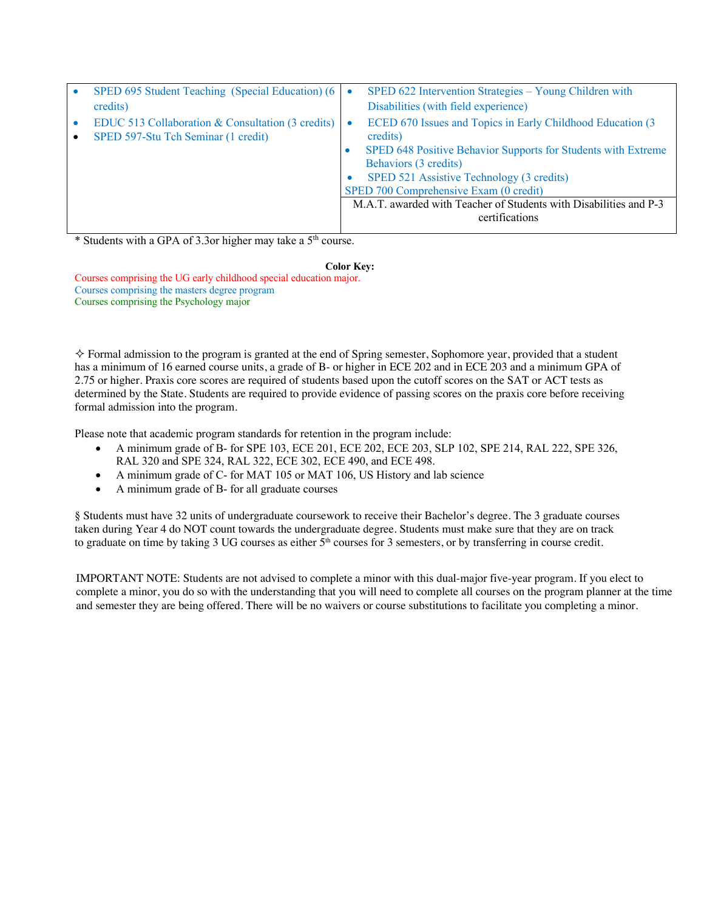| | |
|---|---|
| • SPED 695 Student Teaching (Special Education) (6 credits)<br>• EDUC 513 Collaboration & Consultation (3 credits)<br>• SPED 597-Stu Tch Seminar (1 credit) | • SPED 622 Intervention Strategies – Young Children with Disabilities (with field experience)<br>• ECED 670 Issues and Topics in Early Childhood Education (3 credits)<br>• SPED 648 Positive Behavior Supports for Students with Extreme Behaviors (3 credits)<br>• SPED 521 Assistive Technology (3 credits)<br>SPED 700 Comprehensive Exam (0 credit) |
| | M.A.T. awarded with Teacher of Students with Disabilities and P-3 certifications |

* Students with a GPA of 3.3or higher may take a 5th course.

**Color Key:**

Courses comprising the UG early childhood special education major.
Courses comprising the masters degree program
Courses comprising the Psychology major

✧ Formal admission to the program is granted at the end of Spring semester, Sophomore year, provided that a student has a minimum of 16 earned course units, a grade of B- or higher in ECE 202 and in ECE 203 and a minimum GPA of 2.75 or higher. Praxis core scores are required of students based upon the cutoff scores on the SAT or ACT tests as determined by the State. Students are required to provide evidence of passing scores on the praxis core before receiving formal admission into the program.

Please note that academic program standards for retention in the program include:

- A minimum grade of B- for SPE 103, ECE 201, ECE 202, ECE 203, SLP 102, SPE 214, RAL 222, SPE 326, RAL 320 and SPE 324, RAL 322, ECE 302, ECE 490, and ECE 498.
- A minimum grade of C- for MAT 105 or MAT 106, US History and lab science
- A minimum grade of B- for all graduate courses

§ Students must have 32 units of undergraduate coursework to receive their Bachelor's degree. The 3 graduate courses taken during Year 4 do NOT count towards the undergraduate degree. Students must make sure that they are on track to graduate on time by taking 3 UG courses as either 5th courses for 3 semesters, or by transferring in course credit.

IMPORTANT NOTE: Students are not advised to complete a minor with this dual-major five-year program. If you elect to complete a minor, you do so with the understanding that you will need to complete all courses on the program planner at the time and semester they are being offered. There will be no waivers or course substitutions to facilitate you completing a minor.